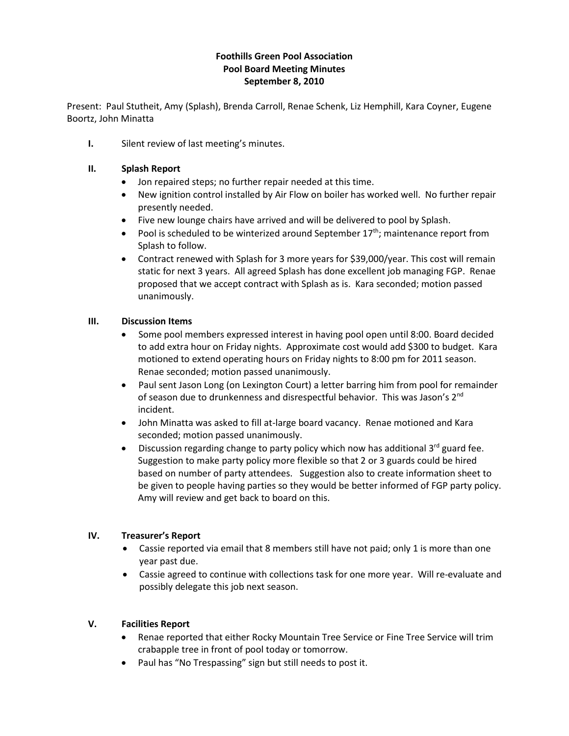**Foothills Green Pool Association**
**Pool Board Meeting Minutes**
**September 8, 2010**

Present: Paul Stutheit, Amy (Splash), Brenda Carroll, Renae Schenk, Liz Hemphill, Kara Coyner, Eugene Boortz, John Minatta

**I.** Silent review of last meeting's minutes.

**II. Splash Report**

- Jon repaired steps; no further repair needed at this time.
- New ignition control installed by Air Flow on boiler has worked well. No further repair presently needed.
- Five new lounge chairs have arrived and will be delivered to pool by Splash.
- Pool is scheduled to be winterized around September 17th; maintenance report from Splash to follow.
- Contract renewed with Splash for 3 more years for $39,000/year. This cost will remain static for next 3 years. All agreed Splash has done excellent job managing FGP. Renae proposed that we accept contract with Splash as is. Kara seconded; motion passed unanimously.

**III. Discussion Items**

- Some pool members expressed interest in having pool open until 8:00. Board decided to add extra hour on Friday nights. Approximate cost would add $300 to budget. Kara motioned to extend operating hours on Friday nights to 8:00 pm for 2011 season. Renae seconded; motion passed unanimously.
- Paul sent Jason Long (on Lexington Court) a letter barring him from pool for remainder of season due to drunkenness and disrespectful behavior. This was Jason's 2nd incident.
- John Minatta was asked to fill at-large board vacancy. Renae motioned and Kara seconded; motion passed unanimously.
- Discussion regarding change to party policy which now has additional 3rd guard fee. Suggestion to make party policy more flexible so that 2 or 3 guards could be hired based on number of party attendees. Suggestion also to create information sheet to be given to people having parties so they would be better informed of FGP party policy. Amy will review and get back to board on this.

**IV. Treasurer's Report**

- Cassie reported via email that 8 members still have not paid; only 1 is more than one year past due.
- Cassie agreed to continue with collections task for one more year. Will re-evaluate and possibly delegate this job next season.

**V. Facilities Report**

- Renae reported that either Rocky Mountain Tree Service or Fine Tree Service will trim crabapple tree in front of pool today or tomorrow.
- Paul has "No Trespassing" sign but still needs to post it.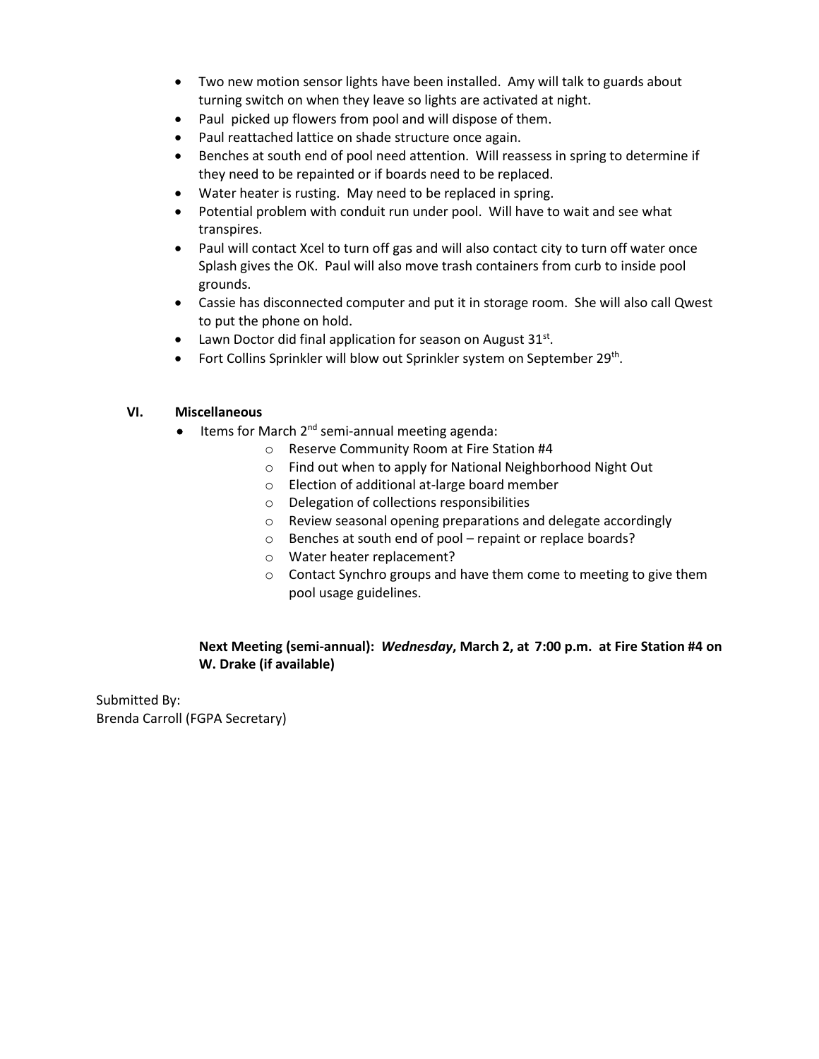- Two new motion sensor lights have been installed. Amy will talk to guards about turning switch on when they leave so lights are activated at night.
- Paul picked up flowers from pool and will dispose of them.
- Paul reattached lattice on shade structure once again.
- Benches at south end of pool need attention. Will reassess in spring to determine if they need to be repainted or if boards need to be replaced.
- Water heater is rusting. May need to be replaced in spring.
- Potential problem with conduit run under pool. Will have to wait and see what transpires.
- Paul will contact Xcel to turn off gas and will also contact city to turn off water once Splash gives the OK. Paul will also move trash containers from curb to inside pool grounds.
- Cassie has disconnected computer and put it in storage room. She will also call Qwest to put the phone on hold.
- Lawn Doctor did final application for season on August 31st.
- Fort Collins Sprinkler will blow out Sprinkler system on September 29th.

## VI. Miscellaneous

- Items for March 2nd semi-annual meeting agenda:
    - Reserve Community Room at Fire Station #4
    - Find out when to apply for National Neighborhood Night Out
    - Election of additional at-large board member
    - Delegation of collections responsibilities
    - Review seasonal opening preparations and delegate accordingly
    - Benches at south end of pool – repaint or replace boards?
    - Water heater replacement?
    - Contact Synchro groups and have them come to meeting to give them pool usage guidelines.

**Next Meeting (semi-annual): *Wednesday*, March 2, at 7:00 p.m. at Fire Station #4 on W. Drake (if available)**

Submitted By:
Brenda Carroll (FGPA Secretary)